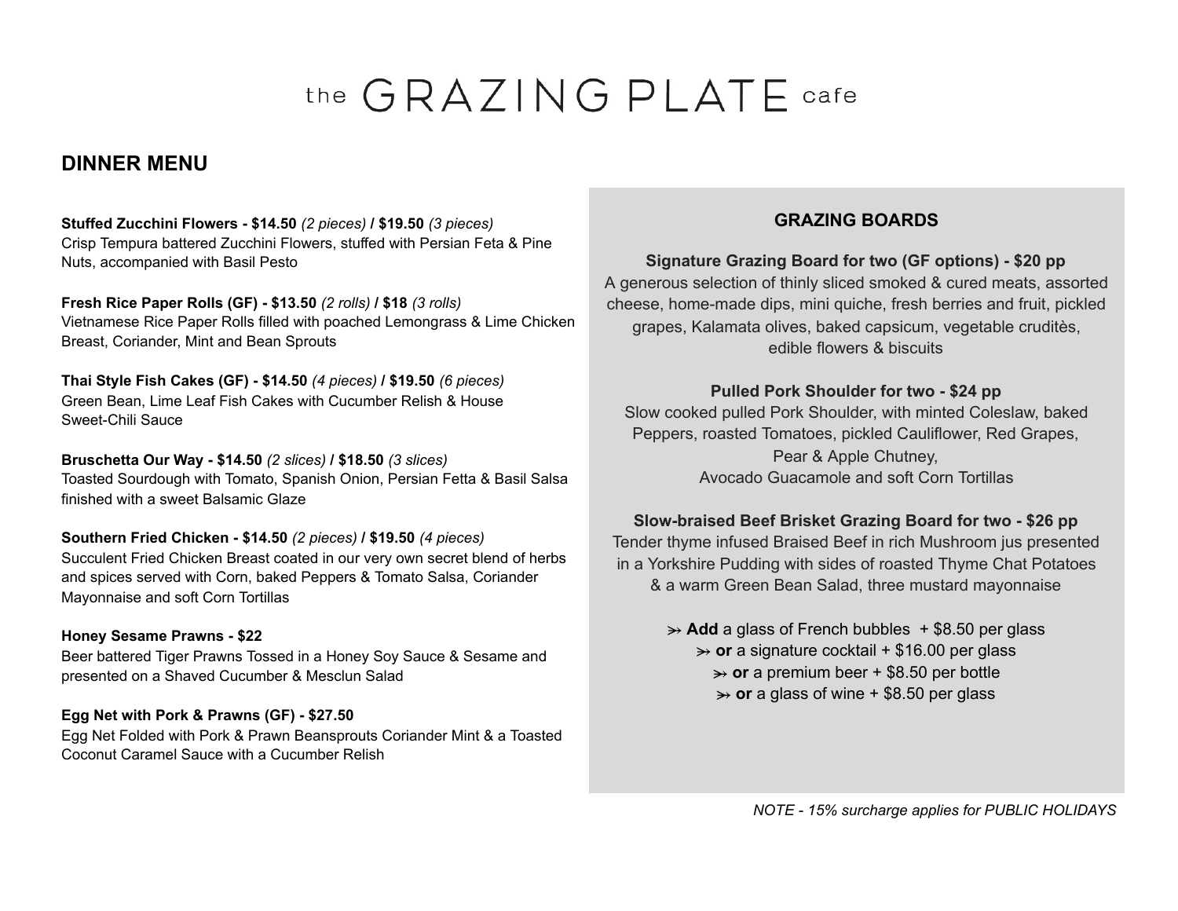# the GRAZING PLATE cafe

## DINNER MENU

**Stuffed Zucchini Flowers - $14.50** *(2 pieces)* **/ $19.50** *(3 pieces)*
Crisp Tempura battered Zucchini Flowers, stuffed with Persian Feta & Pine Nuts, accompanied with Basil Pesto

**Fresh Rice Paper Rolls (GF) - $13.50** *(2 rolls)* **/ $18** *(3 rolls)*
Vietnamese Rice Paper Rolls filled with poached Lemongrass & Lime Chicken Breast, Coriander, Mint and Bean Sprouts

**Thai Style Fish Cakes (GF) - $14.50** *(4 pieces)* **/ $19.50** *(6 pieces)*
Green Bean, Lime Leaf Fish Cakes with Cucumber Relish & House Sweet-Chili Sauce

**Bruschetta Our Way - $14.50** *(2 slices)* **/ $18.50** *(3 slices)*
Toasted Sourdough with Tomato, Spanish Onion, Persian Fetta & Basil Salsa finished with a sweet Balsamic Glaze

**Southern Fried Chicken - $14.50** *(2 pieces)* **/ $19.50** *(4 pieces)*
Succulent Fried Chicken Breast coated in our very own secret blend of herbs and spices served with Corn, baked Peppers & Tomato Salsa, Coriander Mayonnaise and soft Corn Tortillas

**Honey Sesame Prawns - $22**
Beer battered Tiger Prawns Tossed in a Honey Soy Sauce & Sesame and presented on a Shaved Cucumber & Mesclun Salad

**Egg Net with Pork & Prawns (GF) - $27.50**
Egg Net Folded with Pork & Prawn Beansprouts Coriander Mint & a Toasted Coconut Caramel Sauce with a Cucumber Relish

### GRAZING BOARDS

**Signature Grazing Board for two (GF options) - $20 pp**
A generous selection of thinly sliced smoked & cured meats, assorted cheese, home-made dips, mini quiche, fresh berries and fruit, pickled grapes, Kalamata olives, baked capsicum, vegetable cruditès, edible flowers & biscuits

**Pulled Pork Shoulder for two - $24 pp**
Slow cooked pulled Pork Shoulder, with minted Coleslaw, baked Peppers, roasted Tomatoes, pickled Cauliflower, Red Grapes, Pear & Apple Chutney,
Avocado Guacamole and soft Corn Tortillas

**Slow-braised Beef Brisket Grazing Board for two - $26 pp**
Tender thyme infused Braised Beef in rich Mushroom jus presented in a Yorkshire Pudding with sides of roasted Thyme Chat Potatoes & a warm Green Bean Salad, three mustard mayonnaise

⤜ **Add** a glass of French bubbles + $8.50 per glass
⤜ **or** a signature cocktail + $16.00 per glass
⤜ **or** a premium beer + $8.50 per bottle
⤜ **or** a glass of wine + $8.50 per glass

*NOTE - 15% surcharge applies for PUBLIC HOLIDAYS*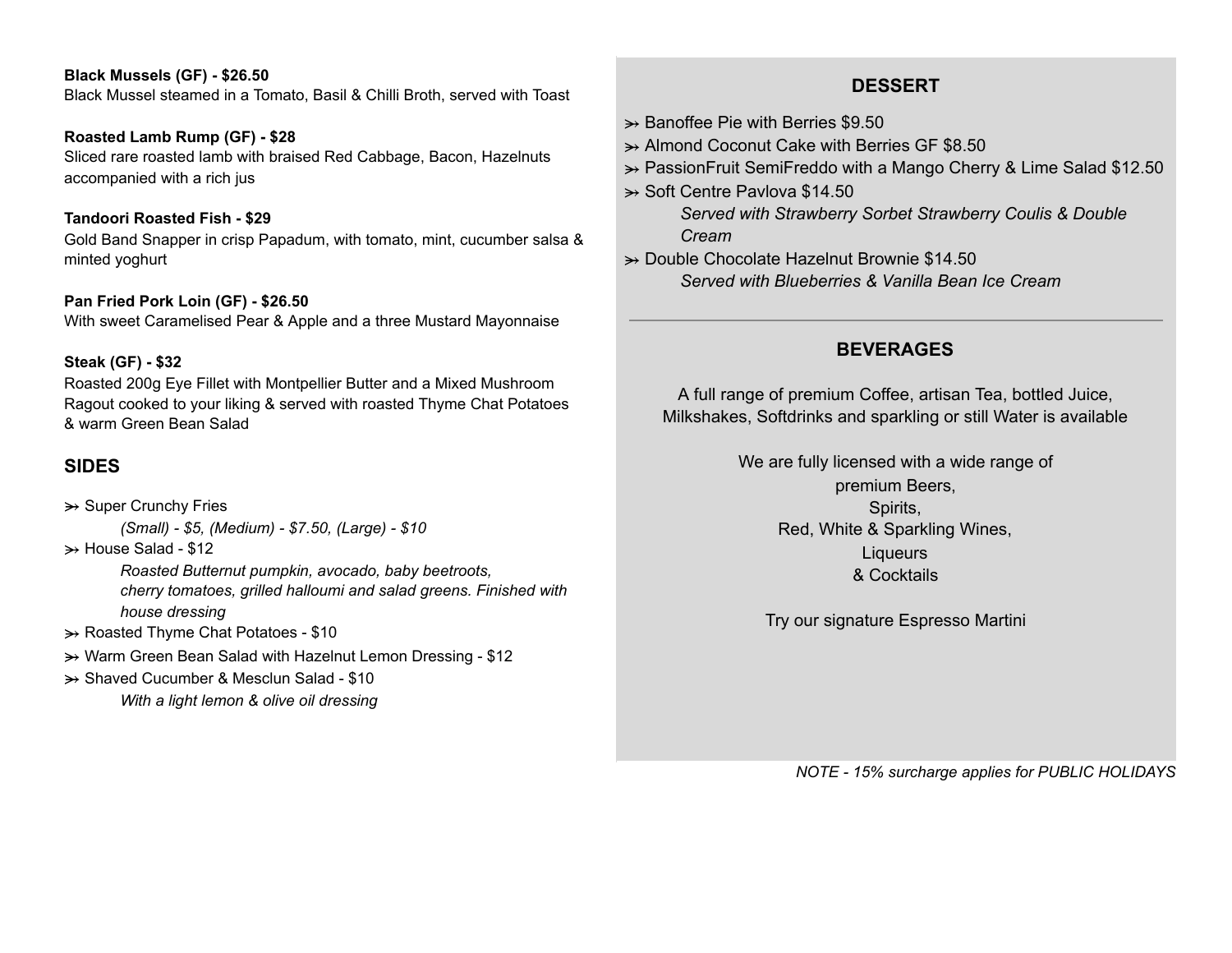**Black Mussels (GF) - $26.50**
Black Mussel steamed in a Tomato, Basil & Chilli Broth, served with Toast

**Roasted Lamb Rump (GF) - $28**
Sliced rare roasted lamb with braised Red Cabbage, Bacon, Hazelnuts accompanied with a rich jus

**Tandoori Roasted Fish - $29**
Gold Band Snapper in crisp Papadum, with tomato, mint, cucumber salsa & minted yoghurt

**Pan Fried Pork Loin (GF) - $26.50**
With sweet Caramelised Pear & Apple and a three Mustard Mayonnaise

**Steak (GF) - $32**
Roasted 200g Eye Fillet with Montpellier Butter and a Mixed Mushroom Ragout cooked to your liking & served with roasted Thyme Chat Potatoes & warm Green Bean Salad

## SIDES

- Super Crunchy Fries
  *(Small) - $5, (Medium) - $7.50, (Large) - $10*
- House Salad - $12
  *Roasted Butternut pumpkin, avocado, baby beetroots, cherry tomatoes, grilled halloumi and salad greens. Finished with house dressing*
- Roasted Thyme Chat Potatoes - $10
- Warm Green Bean Salad with Hazelnut Lemon Dressing - $12
- Shaved Cucumber & Mesclun Salad - $10
  *With a light lemon & olive oil dressing*

## DESSERT

- Banoffee Pie with Berries $9.50
- Almond Coconut Cake with Berries GF $8.50
- PassionFruit SemiFreddo with a Mango Cherry & Lime Salad $12.50
- Soft Centre Pavlova $14.50
  *Served with Strawberry Sorbet Strawberry Coulis & Double Cream*
- Double Chocolate Hazelnut Brownie $14.50
  *Served with Blueberries & Vanilla Bean Ice Cream*

---

## BEVERAGES

A full range of premium Coffee, artisan Tea, bottled Juice, Milkshakes, Softdrinks and sparkling or still Water is available

We are fully licensed with a wide range of
premium Beers,
Spirits,
Red, White & Sparkling Wines,
Liqueurs
& Cocktails

Try our signature Espresso Martini

*NOTE - 15% surcharge applies for PUBLIC HOLIDAYS*